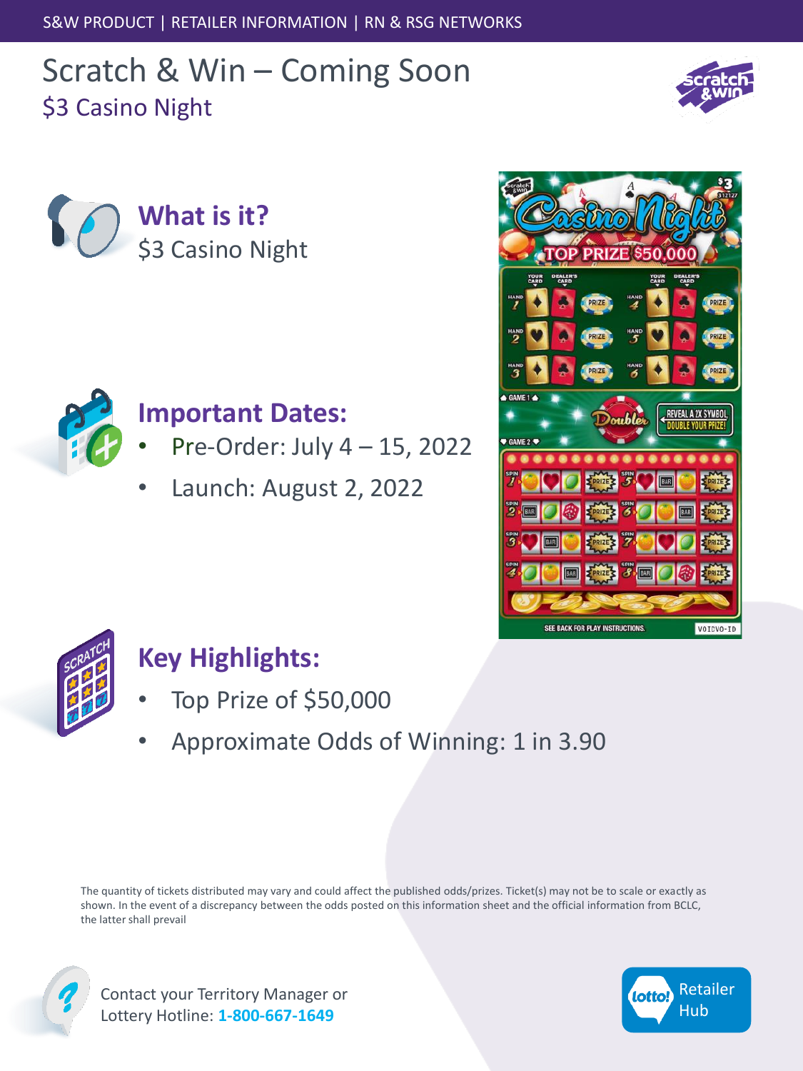S&W PRODUCT | RETAILER INFORMATION | RN & RSG NETWORKS

# Scratch & Win – Coming Soon

## $3 Casino Night

### What is it?

$3 Casino Night

### Important Dates:

- Pre-Order: July 4 – 15, 2022
- Launch: August 2, 2022

### Key Highlights:

- Top Prize of $50,000
- Approximate Odds of Winning: 1 in 3.90

The quantity of tickets distributed may vary and could affect the published odds/prizes. Ticket(s) may not be to scale or exactly as shown. In the event of a discrepancy between the odds posted on this information sheet and the official information from BCLC, the latter shall prevail

Contact your Territory Manager or Lottery Hotline: **1-800-667-1649**

lotto! Retailer Hub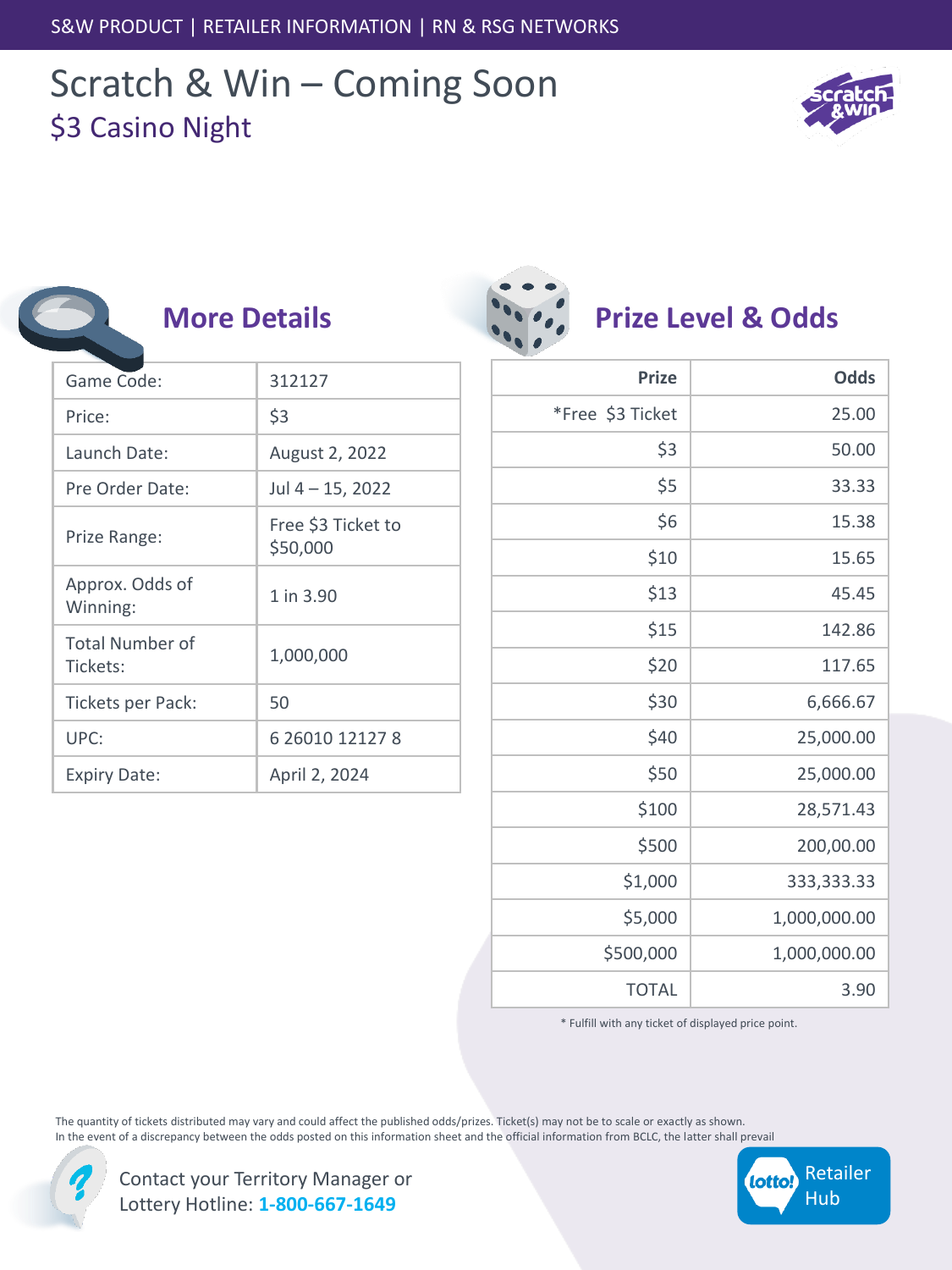S&W PRODUCT | RETAILER INFORMATION | RN & RSG NETWORKS

# Scratch & Win – Coming Soon

## $3 Casino Night

### More Details

| | |
|---|---|
| Game Code: | 312127 |
| Price: | $3 |
| Launch Date: | August 2, 2022 |
| Pre Order Date: | Jul 4 – 15, 2022 |
| Prize Range: | Free $3 Ticket to $50,000 |
| Approx. Odds of Winning: | 1 in 3.90 |
| Total Number of Tickets: | 1,000,000 |
| Tickets per Pack: | 50 |
| UPC: | 6 26010 12127 8 |
| Expiry Date: | April 2, 2024 |

### Prize Level & Odds

| Prize | Odds |
|---:|---:|
| *Free $3 Ticket | 25.00 |
| $3 | 50.00 |
| $5 | 33.33 |
| $6 | 15.38 |
| $10 | 15.65 |
| $13 | 45.45 |
| $15 | 142.86 |
| $20 | 117.65 |
| $30 | 6,666.67 |
| $40 | 25,000.00 |
| $50 | 25,000.00 |
| $100 | 28,571.43 |
| $500 | 200,00.00 |
| $1,000 | 333,333.33 |
| $5,000 | 1,000,000.00 |
| $500,000 | 1,000,000.00 |
| TOTAL | 3.90 |

* Fulfill with any ticket of displayed price point.

The quantity of tickets distributed may vary and could affect the published odds/prizes. Ticket(s) may not be to scale or exactly as shown.
In the event of a discrepancy between the odds posted on this information sheet and the official information from BCLC, the latter shall prevail

Contact your Territory Manager or Lottery Hotline: **1-800-667-1649**

lotto! Retailer Hub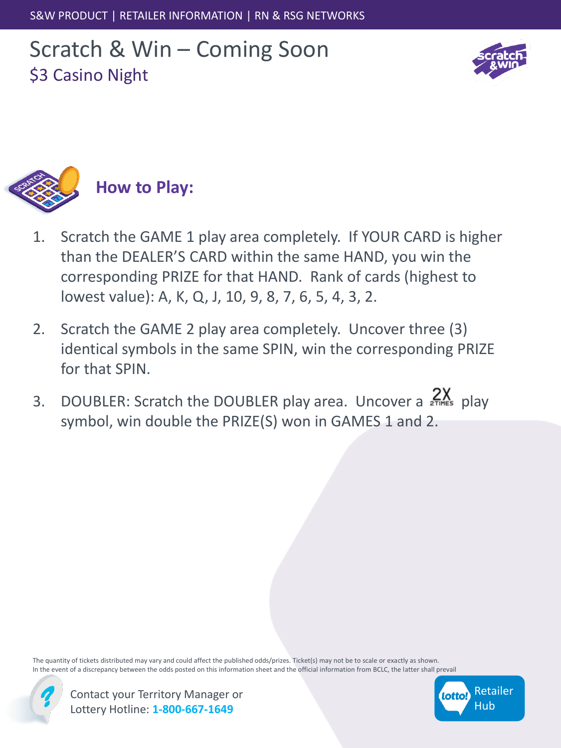S&W PRODUCT | RETAILER INFORMATION | RN & RSG NETWORKS

# Scratch & Win – Coming Soon

## $3 Casino Night

### How to Play:

1. Scratch the GAME 1 play area completely. If YOUR CARD is higher than the DEALER'S CARD within the same HAND, you win the corresponding PRIZE for that HAND. Rank of cards (highest to lowest value): A, K, Q, J, 10, 9, 8, 7, 6, 5, 4, 3, 2.
2. Scratch the GAME 2 play area completely. Uncover three (3) identical symbols in the same SPIN, win the corresponding PRIZE for that SPIN.
3. DOUBLER: Scratch the DOUBLER play area. Uncover a 2X 2TIMES play symbol, win double the PRIZE(S) won in GAMES 1 and 2.

The quantity of tickets distributed may vary and could affect the published odds/prizes. Ticket(s) may not be to scale or exactly as shown.
In the event of a discrepancy between the odds posted on this information sheet and the official information from BCLC, the latter shall prevail

Contact your Territory Manager or Lottery Hotline: **1-800-667-1649**

lotto! Retailer Hub